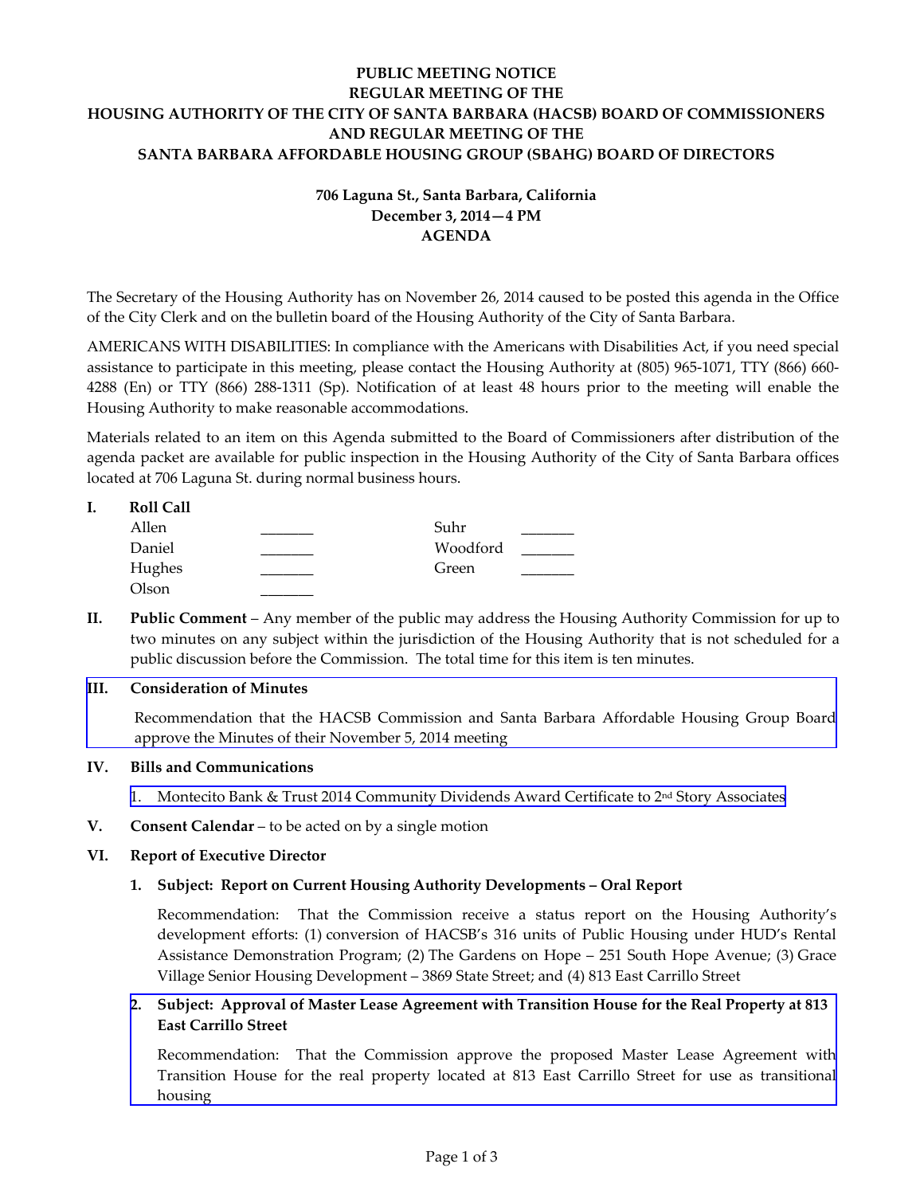# PUBLIC MEETING NOTICE
# REGULAR MEETING OF THE
# HOUSING AUTHORITY OF THE CITY OF SANTA BARBARA (HACSB) BOARD OF COMMISSIONERS
# AND REGULAR MEETING OF THE
# SANTA BARBARA AFFORDABLE HOUSING GROUP (SBAHG) BOARD OF DIRECTORS

**706 Laguna St., Santa Barbara, California**
**December 3, 2014—4 PM**
**AGENDA**

The Secretary of the Housing Authority has on November 26, 2014 caused to be posted this agenda in the Office of the City Clerk and on the bulletin board of the Housing Authority of the City of Santa Barbara.

AMERICANS WITH DISABILITIES: In compliance with the Americans with Disabilities Act, if you need special assistance to participate in this meeting, please contact the Housing Authority at (805) 965-1071, TTY (866) 660-4288 (En) or TTY (866) 288-1311 (Sp). Notification of at least 48 hours prior to the meeting will enable the Housing Authority to make reasonable accommodations.

Materials related to an item on this Agenda submitted to the Board of Commissioners after distribution of the agenda packet are available for public inspection in the Housing Authority of the City of Santa Barbara offices located at 706 Laguna St. during normal business hours.

**I. Roll Call**

| | | | |
|---|---|---|---|
| Allen | _______ | Suhr | _______ |
| Daniel | _______ | Woodford | _______ |
| Hughes | _______ | Green | _______ |
| Olson | _______ | | |

**II. Public Comment** – Any member of the public may address the Housing Authority Commission for up to two minutes on any subject within the jurisdiction of the Housing Authority that is not scheduled for a public discussion before the Commission. The total time for this item is ten minutes.

**III. Consideration of Minutes**

Recommendation that the HACSB Commission and Santa Barbara Affordable Housing Group Board approve the Minutes of their November 5, 2014 meeting

**IV. Bills and Communications**

1. Montecito Bank & Trust 2014 Community Dividends Award Certificate to 2nd Story Associates

**V. Consent Calendar** – to be acted on by a single motion

**VI. Report of Executive Director**

**1. Subject: Report on Current Housing Authority Developments – Oral Report**

Recommendation: That the Commission receive a status report on the Housing Authority's development efforts: (1) conversion of HACSB's 316 units of Public Housing under HUD's Rental Assistance Demonstration Program; (2) The Gardens on Hope – 251 South Hope Avenue; (3) Grace Village Senior Housing Development – 3869 State Street; and (4) 813 East Carrillo Street

**2. Subject: Approval of Master Lease Agreement with Transition House for the Real Property at 813 East Carrillo Street**

Recommendation: That the Commission approve the proposed Master Lease Agreement with Transition House for the real property located at 813 East Carrillo Street for use as transitional housing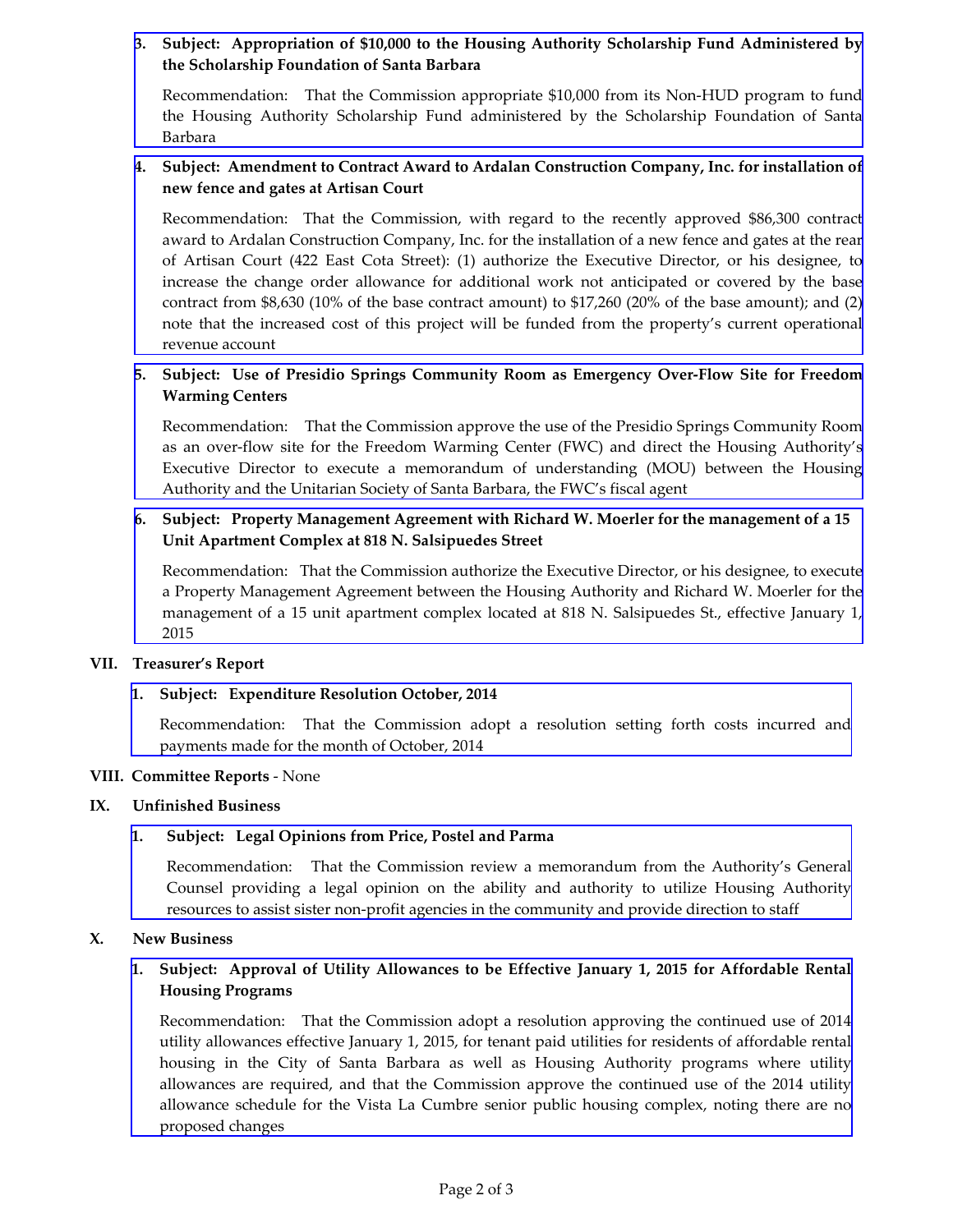3. **Subject: Appropriation of $10,000 to the Housing Authority Scholarship Fund Administered by the Scholarship Foundation of Santa Barbara**

   Recommendation: That the Commission appropriate $10,000 from its Non-HUD program to fund the Housing Authority Scholarship Fund administered by the Scholarship Foundation of Santa Barbara

4. **Subject: Amendment to Contract Award to Ardalan Construction Company, Inc. for installation of new fence and gates at Artisan Court**

   Recommendation: That the Commission, with regard to the recently approved $86,300 contract award to Ardalan Construction Company, Inc. for the installation of a new fence and gates at the rear of Artisan Court (422 East Cota Street): (1) authorize the Executive Director, or his designee, to increase the change order allowance for additional work not anticipated or covered by the base contract from $8,630 (10% of the base contract amount) to $17,260 (20% of the base amount); and (2) note that the increased cost of this project will be funded from the property's current operational revenue account

5. **Subject: Use of Presidio Springs Community Room as Emergency Over-Flow Site for Freedom Warming Centers**

   Recommendation: That the Commission approve the use of the Presidio Springs Community Room as an over-flow site for the Freedom Warming Center (FWC) and direct the Housing Authority's Executive Director to execute a memorandum of understanding (MOU) between the Housing Authority and the Unitarian Society of Santa Barbara, the FWC's fiscal agent

6. **Subject: Property Management Agreement with Richard W. Moerler for the management of a 15 Unit Apartment Complex at 818 N. Salsipuedes Street**

   Recommendation: That the Commission authorize the Executive Director, or his designee, to execute a Property Management Agreement between the Housing Authority and Richard W. Moerler for the management of a 15 unit apartment complex located at 818 N. Salsipuedes St., effective January 1, 2015

**VII. Treasurer's Report**

1. **Subject: Expenditure Resolution October, 2014**

   Recommendation: That the Commission adopt a resolution setting forth costs incurred and payments made for the month of October, 2014

**VIII. Committee Reports** - None

**IX. Unfinished Business**

1. **Subject: Legal Opinions from Price, Postel and Parma**

   Recommendation: That the Commission review a memorandum from the Authority's General Counsel providing a legal opinion on the ability and authority to utilize Housing Authority resources to assist sister non-profit agencies in the community and provide direction to staff

**X. New Business**

1. **Subject: Approval of Utility Allowances to be Effective January 1, 2015 for Affordable Rental Housing Programs**

   Recommendation: That the Commission adopt a resolution approving the continued use of 2014 utility allowances effective January 1, 2015, for tenant paid utilities for residents of affordable rental housing in the City of Santa Barbara as well as Housing Authority programs where utility allowances are required, and that the Commission approve the continued use of the 2014 utility allowance schedule for the Vista La Cumbre senior public housing complex, noting there are no proposed changes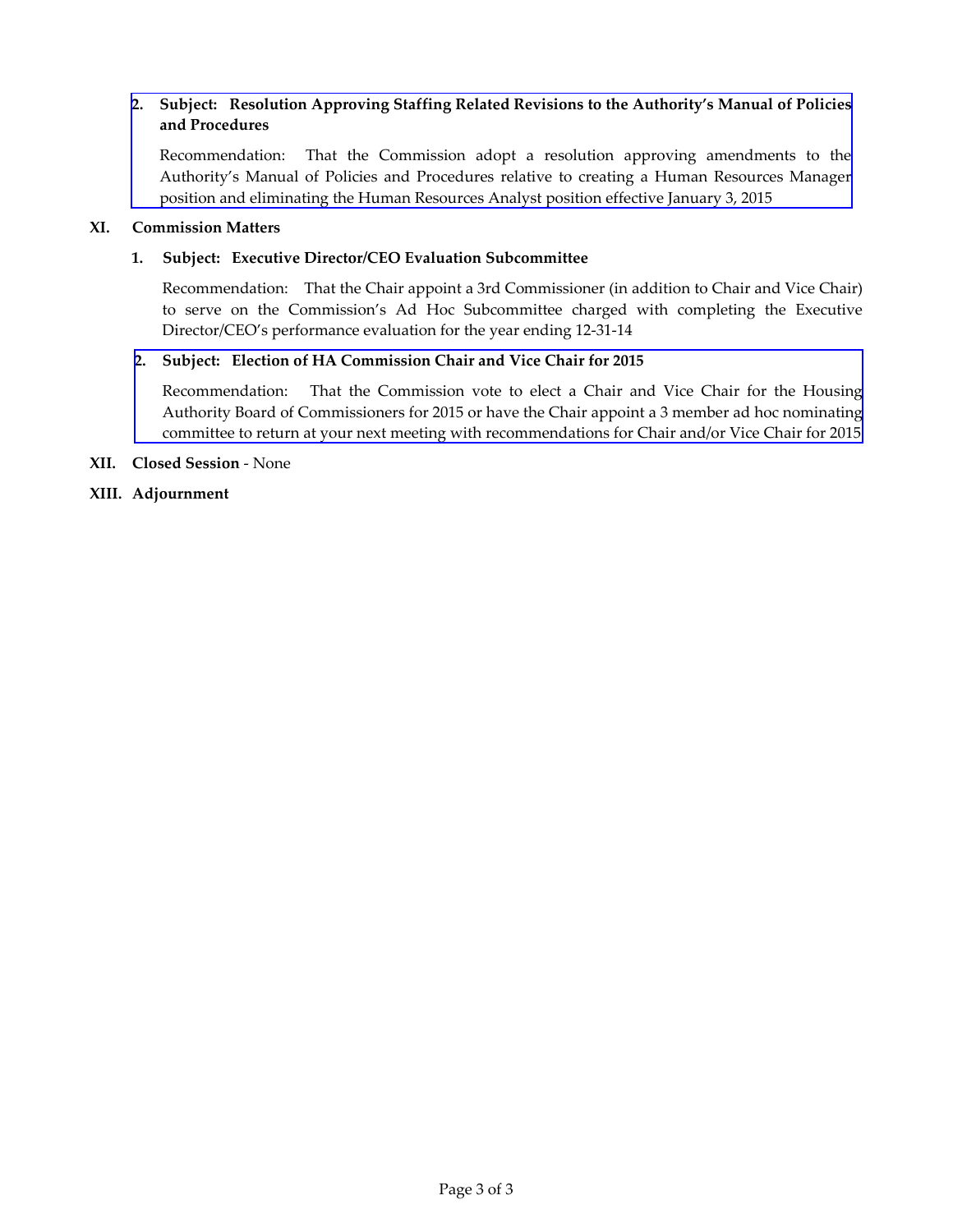2. **Subject: Resolution Approving Staffing Related Revisions to the Authority's Manual of Policies and Procedures**

   Recommendation: That the Commission adopt a resolution approving amendments to the Authority's Manual of Policies and Procedures relative to creating a Human Resources Manager position and eliminating the Human Resources Analyst position effective January 3, 2015

**XI. Commission Matters**

1. **Subject: Executive Director/CEO Evaluation Subcommittee**

   Recommendation: That the Chair appoint a 3rd Commissioner (in addition to Chair and Vice Chair) to serve on the Commission's Ad Hoc Subcommittee charged with completing the Executive Director/CEO's performance evaluation for the year ending 12-31-14

2. **Subject: Election of HA Commission Chair and Vice Chair for 2015**

   Recommendation: That the Commission vote to elect a Chair and Vice Chair for the Housing Authority Board of Commissioners for 2015 or have the Chair appoint a 3 member ad hoc nominating committee to return at your next meeting with recommendations for Chair and/or Vice Chair for 2015

**XII. Closed Session** - None

**XIII. Adjournment**